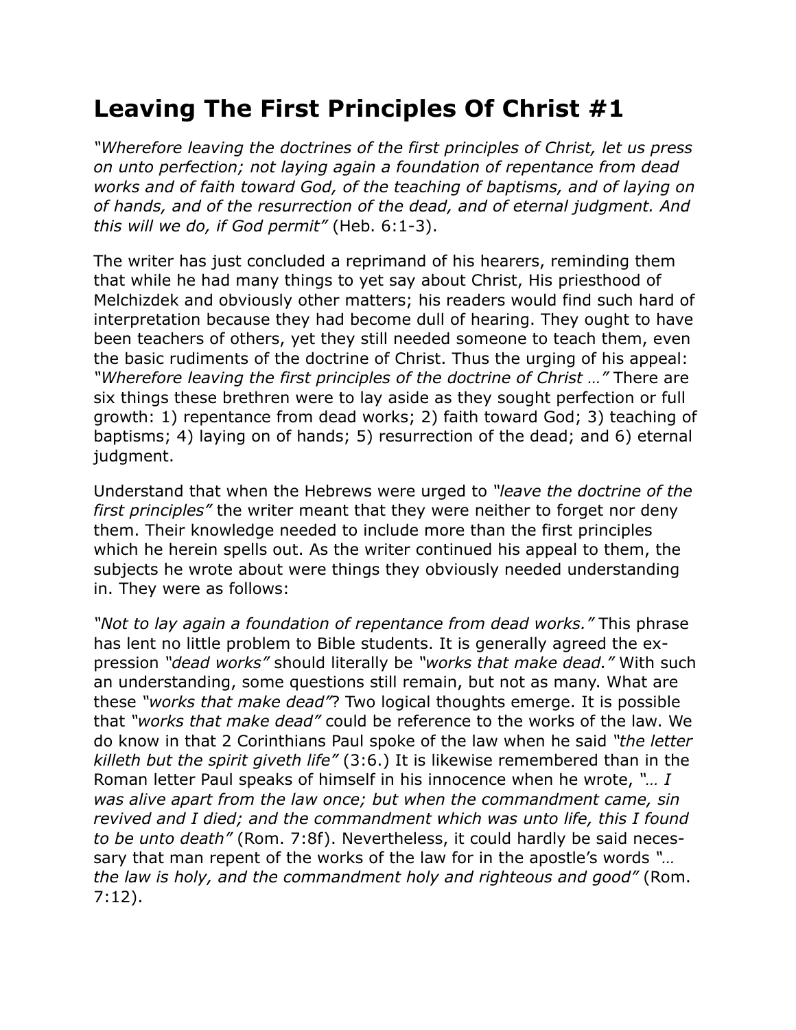# Leaving The First Principles Of Christ #1

*"Wherefore leaving the doctrines of the first principles of Christ, let us press on unto perfection; not laying again a foundation of repentance from dead works and of faith toward God, of the teaching of baptisms, and of laying on of hands, and of the resurrection of the dead, and of eternal judgment. And this will we do, if God permit"* (Heb. 6:1-3).

The writer has just concluded a reprimand of his hearers, reminding them that while he had many things to yet say about Christ, His priesthood of Melchizdek and obviously other matters; his readers would find such hard of interpretation because they had become dull of hearing. They ought to have been teachers of others, yet they still needed someone to teach them, even the basic rudiments of the doctrine of Christ. Thus the urging of his appeal: *"Wherefore leaving the first principles of the doctrine of Christ …"* There are six things these brethren were to lay aside as they sought perfection or full growth: 1) repentance from dead works; 2) faith toward God; 3) teaching of baptisms; 4) laying on of hands; 5) resurrection of the dead; and 6) eternal judgment.

Understand that when the Hebrews were urged to *"leave the doctrine of the first principles"* the writer meant that they were neither to forget nor deny them. Their knowledge needed to include more than the first principles which he herein spells out. As the writer continued his appeal to them, the subjects he wrote about were things they obviously needed understanding in. They were as follows:

*"Not to lay again a foundation of repentance from dead works."* This phrase has lent no little problem to Bible students. It is generally agreed the expression *"dead works"* should literally be *"works that make dead."* With such an understanding, some questions still remain, but not as many. What are these *"works that make dead"*? Two logical thoughts emerge. It is possible that *"works that make dead"* could be reference to the works of the law. We do know in that 2 Corinthians Paul spoke of the law when he said *"the letter killeth but the spirit giveth life"* (3:6.) It is likewise remembered than in the Roman letter Paul speaks of himself in his innocence when he wrote, *"… I was alive apart from the law once; but when the commandment came, sin revived and I died; and the commandment which was unto life, this I found to be unto death"* (Rom. 7:8f). Nevertheless, it could hardly be said necessary that man repent of the works of the law for in the apostle's words *"… the law is holy, and the commandment holy and righteous and good"* (Rom. 7:12).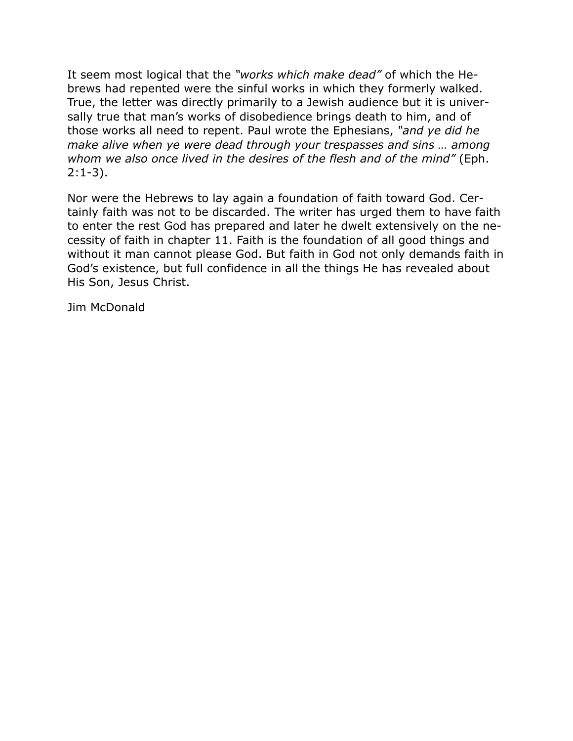It seem most logical that the *"works which make dead"* of which the Hebrews had repented were the sinful works in which they formerly walked. True, the letter was directly primarily to a Jewish audience but it is universally true that man's works of disobedience brings death to him, and of those works all need to repent. Paul wrote the Ephesians, *"and ye did he make alive when ye were dead through your trespasses and sins … among whom we also once lived in the desires of the flesh and of the mind"* (Eph. 2:1-3).

Nor were the Hebrews to lay again a foundation of faith toward God. Certainly faith was not to be discarded. The writer has urged them to have faith to enter the rest God has prepared and later he dwelt extensively on the necessity of faith in chapter 11. Faith is the foundation of all good things and without it man cannot please God. But faith in God not only demands faith in God's existence, but full confidence in all the things He has revealed about His Son, Jesus Christ.

Jim McDonald